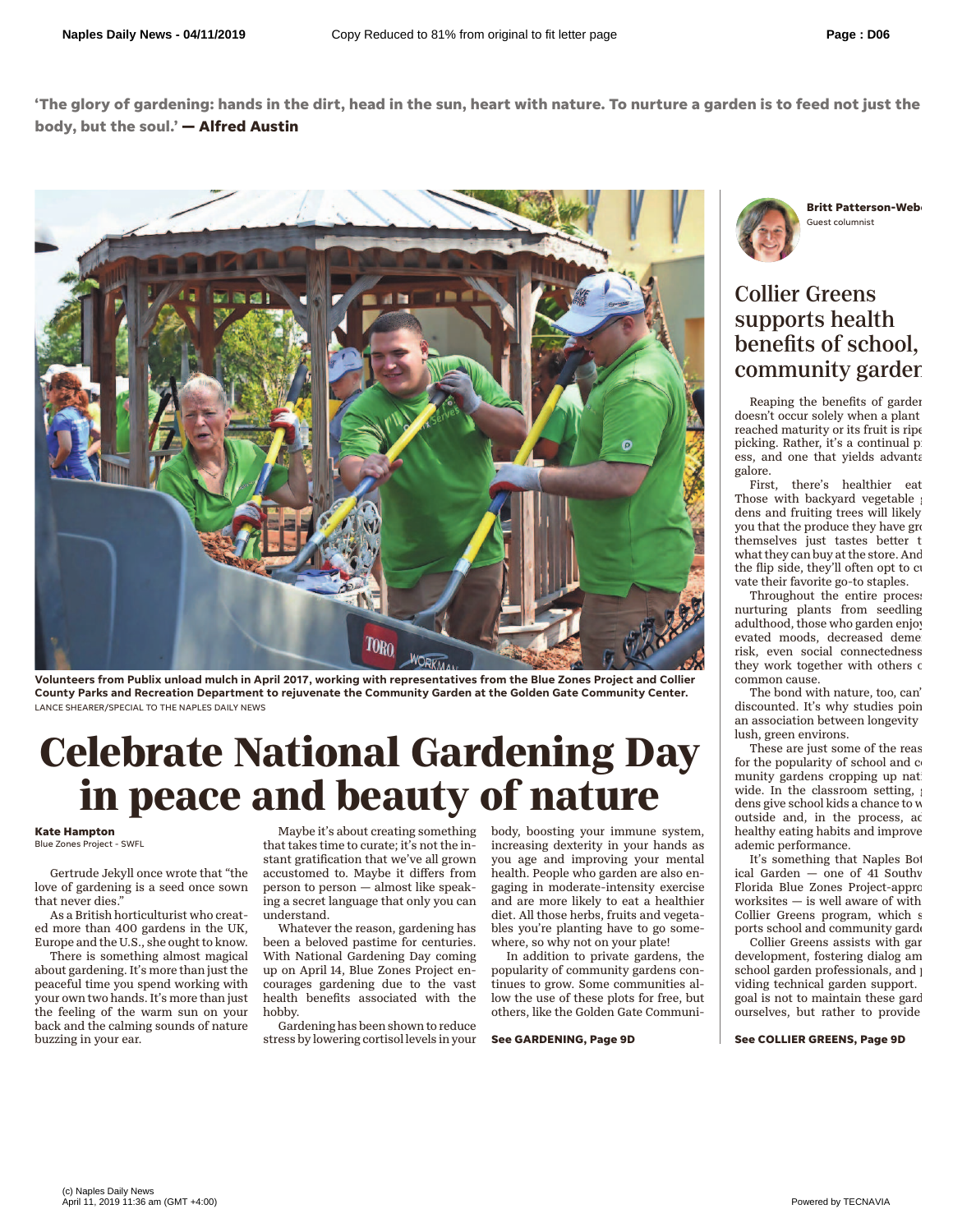**'The glory of gardening: hands in the dirt, head in the sun, heart with nature. To nurture a garden is to feed not just the body, but the soul.' — Alfred Austin**

Volunteers from Publix unload mulch in April 2017, working with representatives from the Blue Zones Project and Collier County Parks and Recreation Department to rejuvenate the Community Garden at the Golden Gate Community Center.
LANCE SHEARER/SPECIAL TO THE NAPLES DAILY NEWS

# Celebrate National Gardening Day in peace and beauty of nature

**Kate Hampton**
Blue Zones Project - SWFL

Gertrude Jekyll once wrote that "the love of gardening is a seed once sown that never dies."

As a British horticulturist who created more than 400 gardens in the UK, Europe and the U.S., she ought to know.

There is something almost magical about gardening. It's more than just the peaceful time you spend working with your own two hands. It's more than just the feeling of the warm sun on your back and the calming sounds of nature buzzing in your ear.

Maybe it's about creating something that takes time to curate; it's not the instant gratification that we've all grown accustomed to. Maybe it differs from person to person — almost like speaking a secret language that only you can understand.

Whatever the reason, gardening has been a beloved pastime for centuries. With National Gardening Day coming up on April 14, Blue Zones Project encourages gardening due to the vast health benefits associated with the hobby.

Gardening has been shown to reduce stress by lowering cortisol levels in your body, boosting your immune system, increasing dexterity in your hands as you age and improving your mental health. People who garden are also engaging in moderate-intensity exercise and are more likely to eat a healthier diet. All those herbs, fruits and vegetables you're planting have to go somewhere, so why not on your plate!

In addition to private gardens, the popularity of community gardens continues to grow. Some communities allow the use of these plots for free, but others, like the Golden Gate Communi-

**See GARDENING, Page 9D**

**Britt Patterson-Web**
Guest columnist

## Collier Greens supports health benefits of school, community garden

Reaping the benefits of garden doesn't occur solely when a plant reached maturity or its fruit is ripe picking. Rather, it's a continual p ess, and one that yields advanta galore.

First, there's healthier eat Those with backyard vegetable dens and fruiting trees will likely you that the produce they have gr themselves just tastes better t what they can buy at the store. And the flip side, they'll often opt to c vate their favorite go-to staples.

Throughout the entire process nurturing plants from seedling adulthood, those who garden enjoy evated moods, decreased deme risk, even social connectedness they work together with others c common cause.

The bond with nature, too, can' discounted. It's why studies poin an association between longevity lush, green environs.

These are just some of the reas for the popularity of school and c munity gardens cropping up nat wide. In the classroom setting, dens give school kids a chance to w outside and, in the process, ac healthy eating habits and improve ademic performance.

It's something that Naples Bot ical Garden — one of 41 Southw Florida Blue Zones Project-appro worksites — is well aware of with Collier Greens program, which s ports school and community garde

Collier Greens assists with gar development, fostering dialog am school garden professionals, and viding technical garden support. goal is not to maintain these gard ourselves, but rather to provide

**See COLLIER GREENS, Page 9D**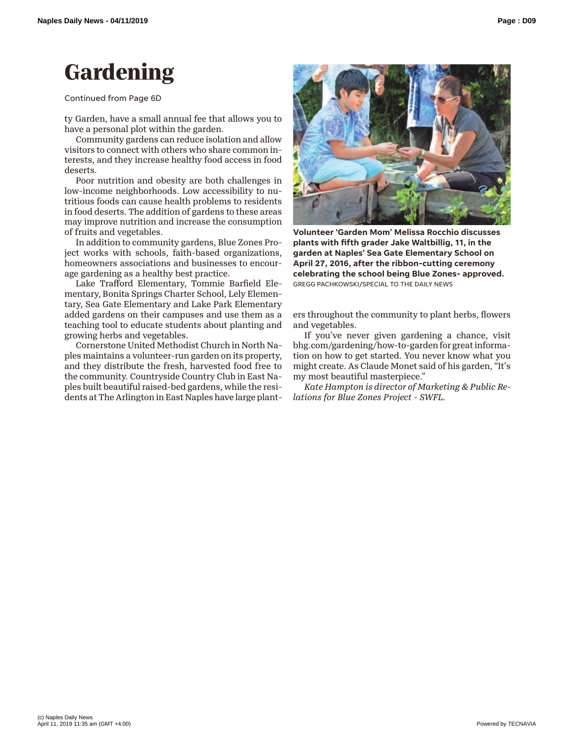# Gardening

Continued from Page 6D

ty Garden, have a small annual fee that allows you to have a personal plot within the garden.

Community gardens can reduce isolation and allow visitors to connect with others who share common interests, and they increase healthy food access in food deserts.

Poor nutrition and obesity are both challenges in low-income neighborhoods. Low accessibility to nutritious foods can cause health problems to residents in food deserts. The addition of gardens to these areas may improve nutrition and increase the consumption of fruits and vegetables.

In addition to community gardens, Blue Zones Project works with schools, faith-based organizations, homeowners associations and businesses to encourage gardening as a healthy best practice.

Lake Trafford Elementary, Tommie Barfield Elementary, Bonita Springs Charter School, Lely Elementary, Sea Gate Elementary and Lake Park Elementary added gardens on their campuses and use them as a teaching tool to educate students about planting and growing herbs and vegetables.

Cornerstone United Methodist Church in North Naples maintains a volunteer-run garden on its property, and they distribute the fresh, harvested food free to the community. Countryside Country Club in East Naples built beautiful raised-bed gardens, while the residents at The Arlington in East Naples have large planters throughout the community to plant herbs, flowers and vegetables.

If you've never given gardening a chance, visit bhg.com/gardening/how-to-garden for great information on how to get started. You never know what you might create. As Claude Monet said of his garden, "It's my most beautiful masterpiece."

*Kate Hampton is director of Marketing & Public Relations for Blue Zones Project - SWFL.*

**Volunteer 'Garden Mom' Melissa Rocchio discusses plants with fifth grader Jake Waltbillig, 11, in the garden at Naples' Sea Gate Elementary School on April 27, 2016, after the ribbon-cutting ceremony celebrating the school being Blue Zones- approved.**
GREGG PACHKOWSKI/SPECIAL TO THE DAILY NEWS